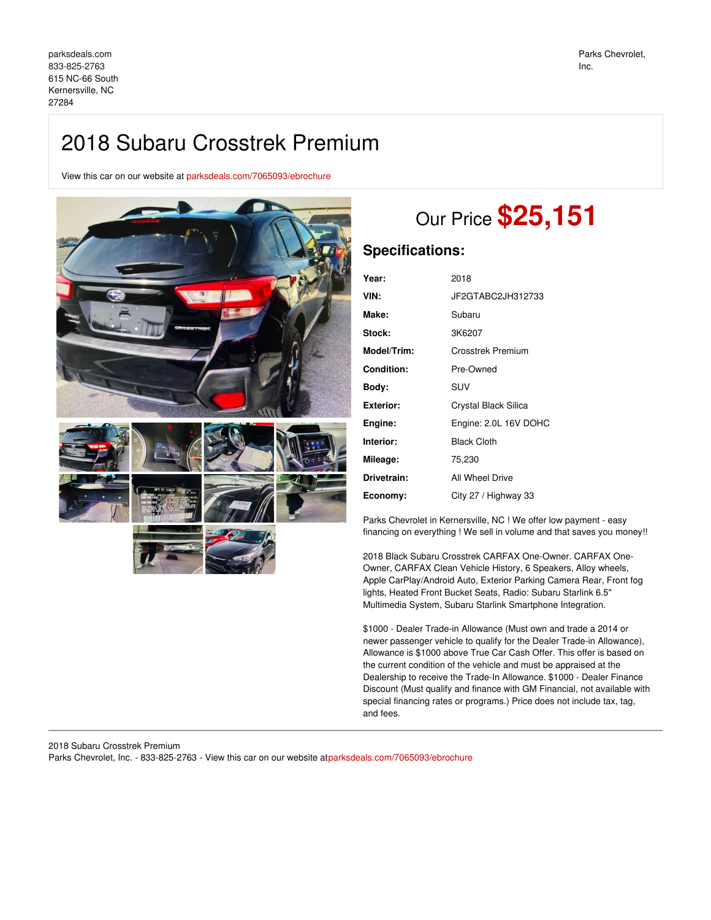parksdeals.com
833-825-2763
615 NC-66 South
Kernersville, NC
27284

Parks Chevrolet, Inc.

# 2018 Subaru Crosstrek Premium

View this car on our website at parksdeals.com/7065093/ebrochure

## Our Price **$25,151**

## Specifications:

| | |
|---|---|
| **Year:** | 2018 |
| **VIN:** | JF2GTABC2JH312733 |
| **Make:** | Subaru |
| **Stock:** | 3K6207 |
| **Model/Trim:** | Crosstrek Premium |
| **Condition:** | Pre-Owned |
| **Body:** | SUV |
| **Exterior:** | Crystal Black Silica |
| **Engine:** | Engine: 2.0L 16V DOHC |
| **Interior:** | Black Cloth |
| **Mileage:** | 75,230 |
| **Drivetrain:** | All Wheel Drive |
| **Economy:** | City 27 / Highway 33 |

Parks Chevrolet in Kernersville, NC ! We offer low payment - easy financing on everything ! We sell in volume and that saves you money!!

2018 Black Subaru Crosstrek CARFAX One-Owner. CARFAX One-Owner, CARFAX Clean Vehicle History, 6 Speakers, Alloy wheels, Apple CarPlay/Android Auto, Exterior Parking Camera Rear, Front fog lights, Heated Front Bucket Seats, Radio: Subaru Starlink 6.5" Multimedia System, Subaru Starlink Smartphone Integration.

$1000 - Dealer Trade-in Allowance (Must own and trade a 2014 or newer passenger vehicle to qualify for the Dealer Trade-in Allowance), Allowance is $1000 above True Car Cash Offer. This offer is based on the current condition of the vehicle and must be appraised at the Dealership to receive the Trade-In Allowance. $1000 - Dealer Finance Discount (Must qualify and finance with GM Financial, not available with special financing rates or programs.) Price does not include tax, tag, and fees.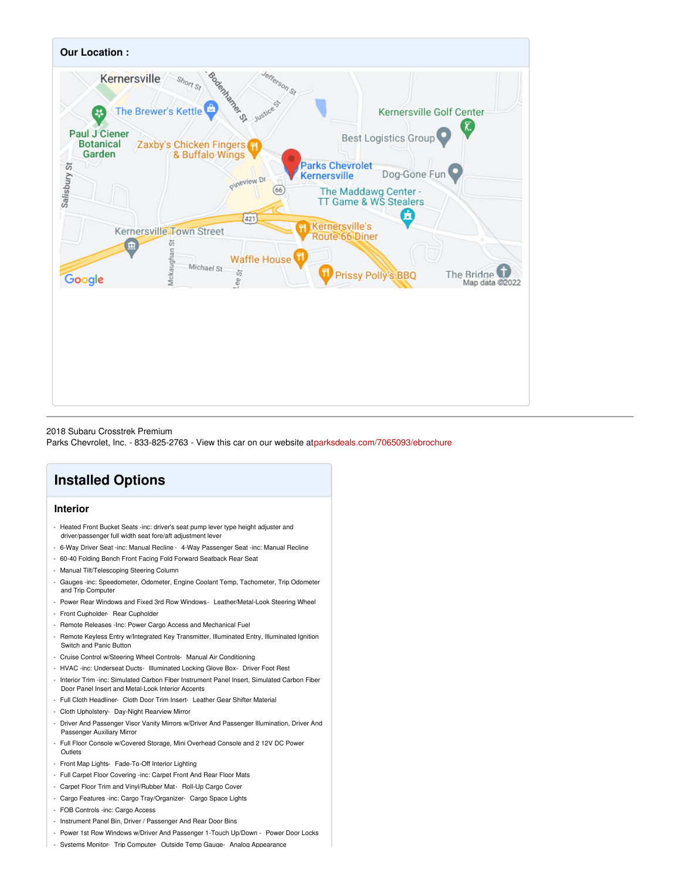## Our Location :

2018 Subaru Crosstrek Premium
Parks Chevrolet, Inc. - 833-825-2763 - View this car on our website at parksdeals.com/7065093/ebrochure

# Installed Options

### Interior

- Heated Front Bucket Seats -inc: driver's seat pump lever type height adjuster and driver/passenger full width seat fore/aft adjustment lever
- 6-Way Driver Seat -inc: Manual Recline - 4-Way Passenger Seat -inc: Manual Recline
- 60-40 Folding Bench Front Facing Fold Forward Seatback Rear Seat
- Manual Tilt/Telescoping Steering Column
- Gauges -inc: Speedometer, Odometer, Engine Coolant Temp, Tachometer, Trip Odometer and Trip Computer
- Power Rear Windows and Fixed 3rd Row Windows - Leather/Metal-Look Steering Wheel
- Front Cupholder - Rear Cupholder
- Remote Releases -Inc: Power Cargo Access and Mechanical Fuel
- Remote Keyless Entry w/Integrated Key Transmitter, Illuminated Entry, Illuminated Ignition Switch and Panic Button
- Cruise Control w/Steering Wheel Controls - Manual Air Conditioning
- HVAC -inc: Underseat Ducts - Illuminated Locking Glove Box - Driver Foot Rest
- Interior Trim -inc: Simulated Carbon Fiber Instrument Panel Insert, Simulated Carbon Fiber Door Panel Insert and Metal-Look Interior Accents
- Full Cloth Headliner - Cloth Door Trim Insert - Leather Gear Shifter Material
- Cloth Upholstery - Day-Night Rearview Mirror
- Driver And Passenger Visor Vanity Mirrors w/Driver And Passenger Illumination, Driver And Passenger Auxiliary Mirror
- Full Floor Console w/Covered Storage, Mini Overhead Console and 2 12V DC Power Outlets
- Front Map Lights - Fade-To-Off Interior Lighting
- Full Carpet Floor Covering -inc: Carpet Front And Rear Floor Mats
- Carpet Floor Trim and Vinyl/Rubber Mat - Roll-Up Cargo Cover
- Cargo Features -inc: Cargo Tray/Organizer - Cargo Space Lights
- FOB Controls -inc: Cargo Access
- Instrument Panel Bin, Driver / Passenger And Rear Door Bins
- Power 1st Row Windows w/Driver And Passenger 1-Touch Up/Down - Power Door Locks
- Systems Monitor - Trip Computer - Outside Temp Gauge - Analog Appearance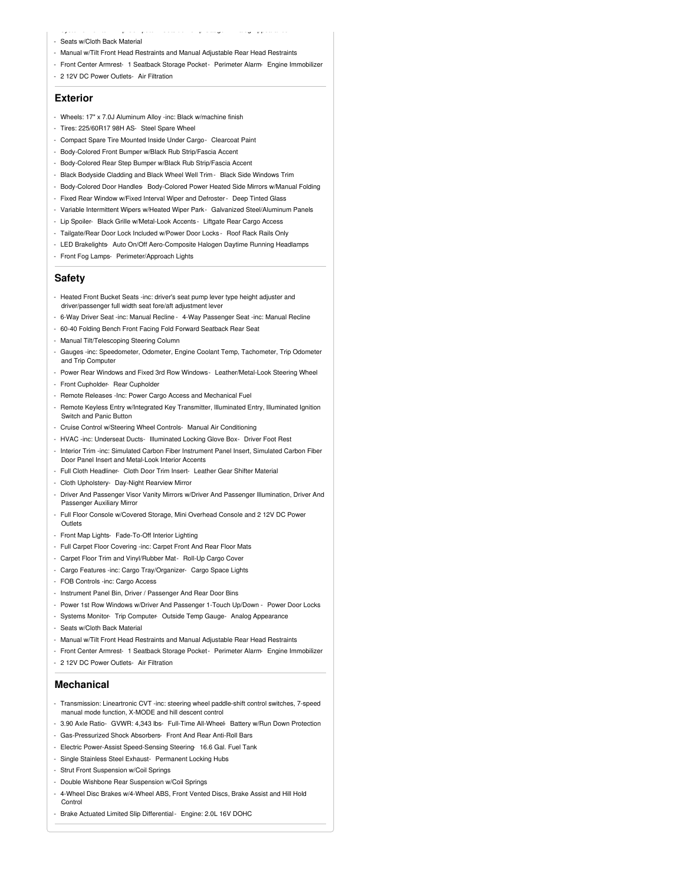- Seats w/Cloth Back Material
- Manual w/Tilt Front Head Restraints and Manual Adjustable Rear Head Restraints
- Front Center Armrest- 1 Seatback Storage Pocket - Perimeter Alarm- Engine Immobilizer
- 2 12V DC Power Outlets- Air Filtration

### Exterior

- Wheels: 17" x 7.0J Aluminum Alloy -inc: Black w/machine finish
- Tires: 225/60R17 98H AS- Steel Spare Wheel
- Compact Spare Tire Mounted Inside Under Cargo - Clearcoat Paint
- Body-Colored Front Bumper w/Black Rub Strip/Fascia Accent
- Body-Colored Rear Step Bumper w/Black Rub Strip/Fascia Accent
- Black Bodyside Cladding and Black Wheel Well Trim - Black Side Windows Trim
- Body-Colored Door Handles- Body-Colored Power Heated Side Mirrors w/Manual Folding
- Fixed Rear Window w/Fixed Interval Wiper and Defroster - Deep Tinted Glass
- Variable Intermittent Wipers w/Heated Wiper Park - Galvanized Steel/Aluminum Panels
- Lip Spoiler- Black Grille w/Metal-Look Accents - Liftgate Rear Cargo Access
- Tailgate/Rear Door Lock Included w/Power Door Locks - Roof Rack Rails Only
- LED Brakelights- Auto On/Off Aero-Composite Halogen Daytime Running Headlamps
- Front Fog Lamps- Perimeter/Approach Lights

### Safety

- Heated Front Bucket Seats -inc: driver's seat pump lever type height adjuster and driver/passenger full width seat fore/aft adjustment lever
- 6-Way Driver Seat -inc: Manual Recline - 4-Way Passenger Seat -inc: Manual Recline
- 60-40 Folding Bench Front Facing Fold Forward Seatback Rear Seat
- Manual Tilt/Telescoping Steering Column
- Gauges -inc: Speedometer, Odometer, Engine Coolant Temp, Tachometer, Trip Odometer and Trip Computer
- Power Rear Windows and Fixed 3rd Row Windows - Leather/Metal-Look Steering Wheel
- Front Cupholder- Rear Cupholder
- Remote Releases -Inc: Power Cargo Access and Mechanical Fuel
- Remote Keyless Entry w/Integrated Key Transmitter, Illuminated Entry, Illuminated Ignition Switch and Panic Button
- Cruise Control w/Steering Wheel Controls- Manual Air Conditioning
- HVAC -inc: Underseat Ducts- Illuminated Locking Glove Box- Driver Foot Rest
- Interior Trim -inc: Simulated Carbon Fiber Instrument Panel Insert, Simulated Carbon Fiber Door Panel Insert and Metal-Look Interior Accents
- Full Cloth Headliner- Cloth Door Trim Insert- Leather Gear Shifter Material
- Cloth Upholstery- Day-Night Rearview Mirror
- Driver And Passenger Visor Vanity Mirrors w/Driver And Passenger Illumination, Driver And Passenger Auxiliary Mirror
- Full Floor Console w/Covered Storage, Mini Overhead Console and 2 12V DC Power Outlets
- Front Map Lights- Fade-To-Off Interior Lighting
- Full Carpet Floor Covering -inc: Carpet Front And Rear Floor Mats
- Carpet Floor Trim and Vinyl/Rubber Mat - Roll-Up Cargo Cover
- Cargo Features -inc: Cargo Tray/Organizer- Cargo Space Lights
- FOB Controls -inc: Cargo Access
- Instrument Panel Bin, Driver / Passenger And Rear Door Bins
- Power 1st Row Windows w/Driver And Passenger 1-Touch Up/Down - Power Door Locks
- Systems Monitor- Trip Computer- Outside Temp Gauge- Analog Appearance
- Seats w/Cloth Back Material
- Manual w/Tilt Front Head Restraints and Manual Adjustable Rear Head Restraints
- Front Center Armrest- 1 Seatback Storage Pocket - Perimeter Alarm- Engine Immobilizer
- 2 12V DC Power Outlets- Air Filtration

### Mechanical

- Transmission: Lineartronic CVT -inc: steering wheel paddle-shift control switches, 7-speed manual mode function, X-MODE and hill descent control
- 3.90 Axle Ratio- GVWR: 4,343 lbs- Full-Time All-Wheel- Battery w/Run Down Protection
- Gas-Pressurized Shock Absorbers- Front And Rear Anti-Roll Bars
- Electric Power-Assist Speed-Sensing Steering- 16.6 Gal. Fuel Tank
- Single Stainless Steel Exhaust- Permanent Locking Hubs
- Strut Front Suspension w/Coil Springs
- Double Wishbone Rear Suspension w/Coil Springs
- 4-Wheel Disc Brakes w/4-Wheel ABS, Front Vented Discs, Brake Assist and Hill Hold Control
- Brake Actuated Limited Slip Differential - Engine: 2.0L 16V DOHC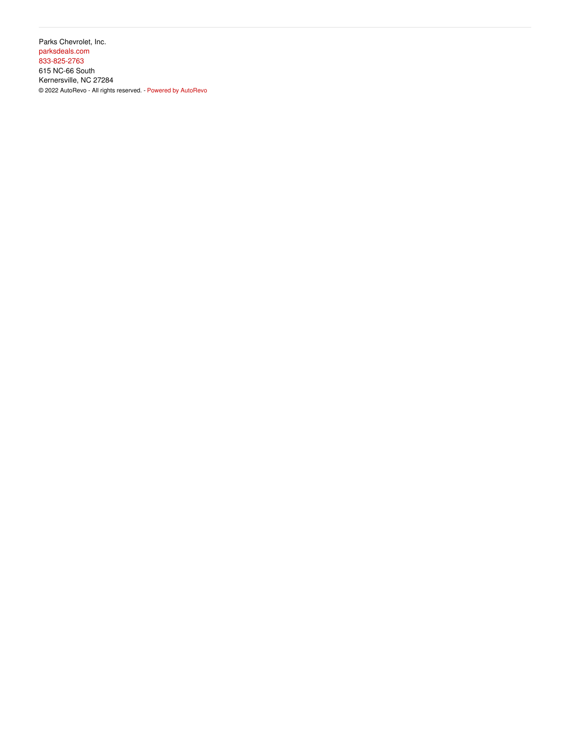Parks Chevrolet, Inc.
parksdeals.com
833-825-2763
615 NC-66 South
Kernersville, NC 27284

© 2022 AutoRevo - All rights reserved. - Powered by AutoRevo